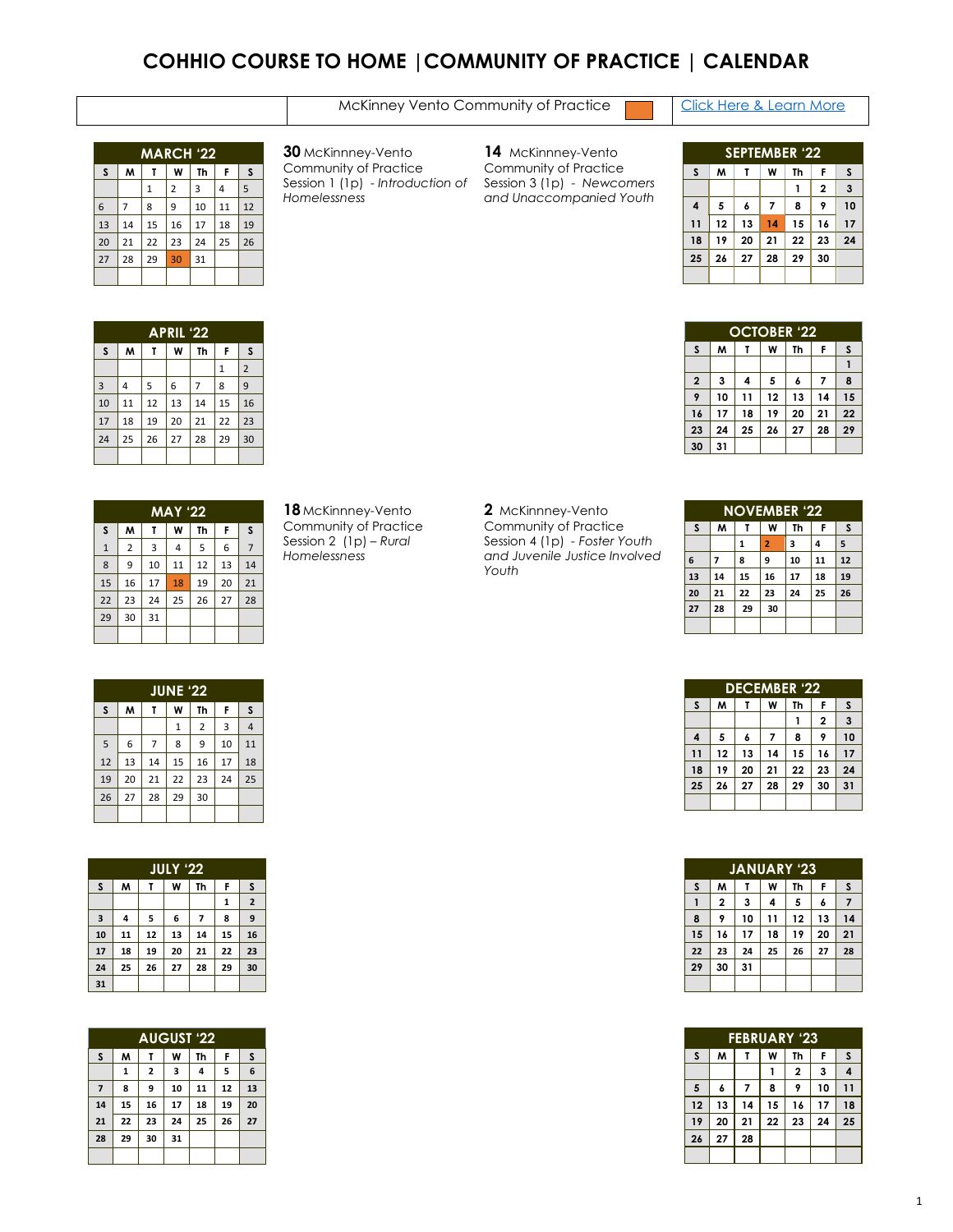# COHHIO COURSE TO HOME | COMMUNITY OF PRACTICE | CALENDAR

| | McKinney Vento Community of Practice | [Click Here & Learn More]() |
|---|---|---|

**MARCH '22**

| S | M | T | W | Th | F | S |
|---|---|---|---|---|---|---|
| | | 1 | 2 | 3 | 4 | 5 |
| 6 | 7 | 8 | 9 | 10 | 11 | 12 |
| 13 | 14 | 15 | 16 | 17 | 18 | 19 |
| 20 | 21 | 22 | 23 | 24 | 25 | 26 |
| 27 | 28 | 29 | **30** | 31 | | |

**30** McKinnney-Vento Community of Practice Session 1 (1p) - *Introduction of Homelessness*

**APRIL '22**

| S | M | T | W | Th | F | S |
|---|---|---|---|---|---|---|
| | | | | | 1 | 2 |
| 3 | 4 | 5 | 6 | 7 | 8 | 9 |
| 10 | 11 | 12 | 13 | 14 | 15 | 16 |
| 17 | 18 | 19 | 20 | 21 | 22 | 23 |
| 24 | 25 | 26 | 27 | 28 | 29 | 30 |

**MAY '22**

| S | M | T | W | Th | F | S |
|---|---|---|---|---|---|---|
| 1 | 2 | 3 | 4 | 5 | 6 | 7 |
| 8 | 9 | 10 | 11 | 12 | 13 | 14 |
| 15 | 16 | 17 | **18** | 19 | 20 | 21 |
| 22 | 23 | 24 | 25 | 26 | 27 | 28 |
| 29 | 30 | 31 | | | | |

**18** McKinnney-Vento Community of Practice Session 2 (1p) – *Rural Homelessness*

**JUNE '22**

| S | M | T | W | Th | F | S |
|---|---|---|---|---|---|---|
| | | | 1 | 2 | 3 | 4 |
| 5 | 6 | 7 | 8 | 9 | 10 | 11 |
| 12 | 13 | 14 | 15 | 16 | 17 | 18 |
| 19 | 20 | 21 | 22 | 23 | 24 | 25 |
| 26 | 27 | 28 | 29 | 30 | | |

**JULY '22**

| S | M | T | W | Th | F | S |
|---|---|---|---|---|---|---|
| | | | | | 1 | 2 |
| 3 | 4 | 5 | 6 | 7 | 8 | 9 |
| 10 | 11 | 12 | 13 | 14 | 15 | 16 |
| 17 | 18 | 19 | 20 | 21 | 22 | 23 |
| 24 | 25 | 26 | 27 | 28 | 29 | 30 |
| 31 | | | | | | |

**AUGUST '22**

| S | M | T | W | Th | F | S |
|---|---|---|---|---|---|---|
| | 1 | 2 | 3 | 4 | 5 | 6 |
| 7 | 8 | 9 | 10 | 11 | 12 | 13 |
| 14 | 15 | 16 | 17 | 18 | 19 | 20 |
| 21 | 22 | 23 | 24 | 25 | 26 | 27 |
| 28 | 29 | 30 | 31 | | | |

**14** McKinnney-Vento Community of Practice Session 3 (1p) - *Newcomers and Unaccompanied Youth*

**SEPTEMBER '22**

| S | M | T | W | Th | F | S |
|---|---|---|---|---|---|---|
| | | | | 1 | 2 | 3 |
| 4 | 5 | 6 | 7 | 8 | 9 | 10 |
| 11 | 12 | 13 | **14** | 15 | 16 | 17 |
| 18 | 19 | 20 | 21 | 22 | 23 | 24 |
| 25 | 26 | 27 | 28 | 29 | 30 | |

**OCTOBER '22**

| S | M | T | W | Th | F | S |
|---|---|---|---|---|---|---|
| | | | | | | 1 |
| 2 | 3 | 4 | 5 | 6 | 7 | 8 |
| 9 | 10 | 11 | 12 | 13 | 14 | 15 |
| 16 | 17 | 18 | 19 | 20 | 21 | 22 |
| 23 | 24 | 25 | 26 | 27 | 28 | 29 |
| 30 | 31 | | | | | |

**2** McKinnney-Vento Community of Practice Session 4 (1p) - *Foster Youth and Juvenile Justice Involved Youth*

**NOVEMBER '22**

| S | M | T | W | Th | F | S |
|---|---|---|---|---|---|---|
| | | 1 | **2** | 3 | 4 | 5 |
| 6 | 7 | 8 | 9 | 10 | 11 | 12 |
| 13 | 14 | 15 | 16 | 17 | 18 | 19 |
| 20 | 21 | 22 | 23 | 24 | 25 | 26 |
| 27 | 28 | 29 | 30 | | | |

**DECEMBER '22**

| S | M | T | W | Th | F | S |
|---|---|---|---|---|---|---|
| | | | | 1 | 2 | 3 |
| 4 | 5 | 6 | 7 | 8 | 9 | 10 |
| 11 | 12 | 13 | 14 | 15 | 16 | 17 |
| 18 | 19 | 20 | 21 | 22 | 23 | 24 |
| 25 | 26 | 27 | 28 | 29 | 30 | 31 |

**JANUARY '23**

| S | M | T | W | Th | F | S |
|---|---|---|---|---|---|---|
| 1 | 2 | 3 | 4 | 5 | 6 | 7 |
| 8 | 9 | 10 | 11 | 12 | 13 | 14 |
| 15 | 16 | 17 | 18 | 19 | 20 | 21 |
| 22 | 23 | 24 | 25 | 26 | 27 | 28 |
| 29 | 30 | 31 | | | | |

**FEBRUARY '23**

| S | M | T | W | Th | F | S |
|---|---|---|---|---|---|---|
| | | | 1 | 2 | 3 | 4 |
| 5 | 6 | 7 | 8 | 9 | 10 | 11 |
| 12 | 13 | 14 | 15 | 16 | 17 | 18 |
| 19 | 20 | 21 | 22 | 23 | 24 | 25 |
| 26 | 27 | 28 | | | | |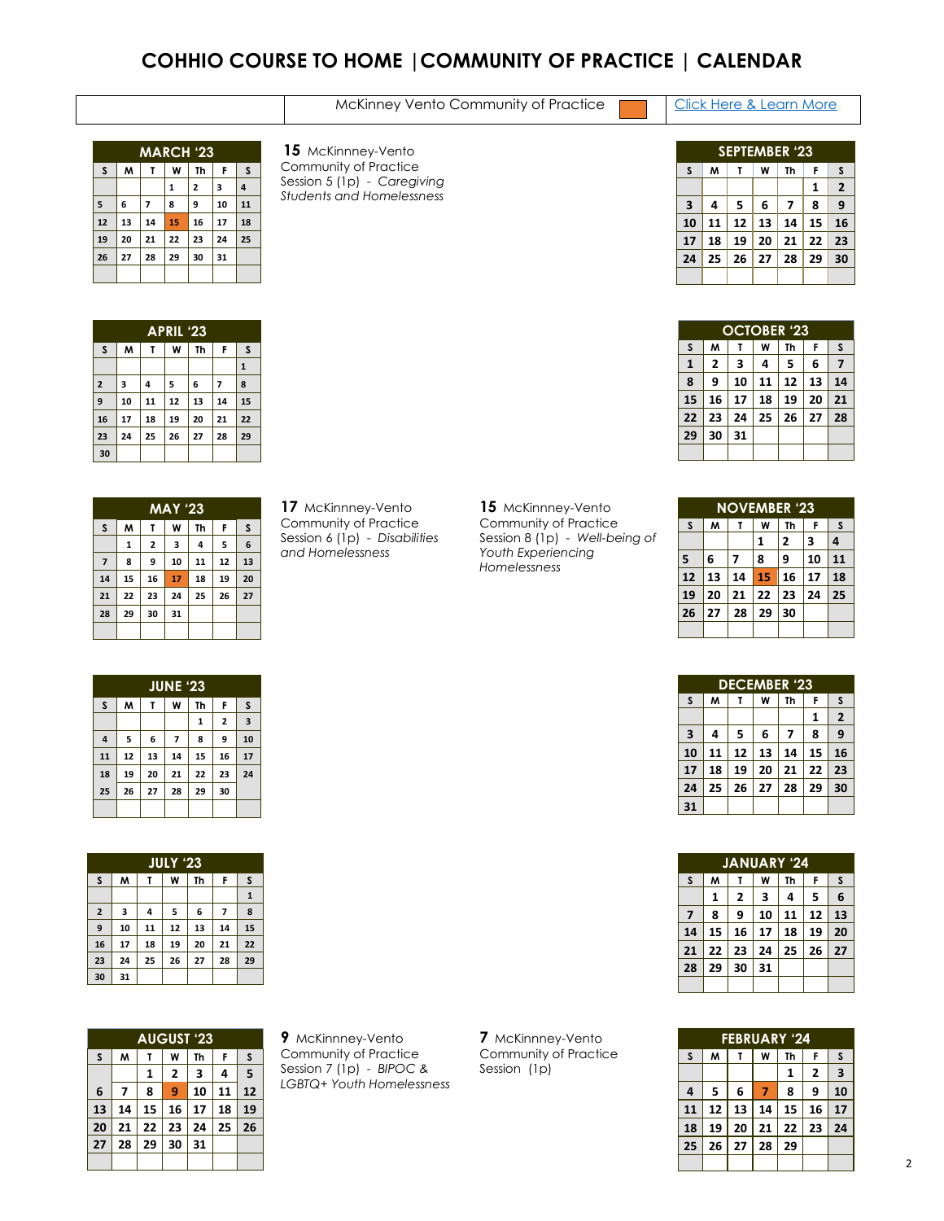# COHHIO COURSE TO HOME | COMMUNITY OF PRACTICE | CALENDAR

| | McKinney Vento Community of Practice | | [Click Here & Learn More]() |
|---|---|---|---|

**MARCH '23**

| S | M | T | W | Th | F | S |
|---|---|---|---|---|---|---|
| | | | 1 | 2 | 3 | 4 |
| 5 | 6 | 7 | 8 | 9 | 10 | 11 |
| 12 | 13 | 14 | 15 | 16 | 17 | 18 |
| 19 | 20 | 21 | 22 | 23 | 24 | 25 |
| 26 | 27 | 28 | 29 | 30 | 31 | |

**15** McKinnney-Vento Community of Practice Session 5 (1p) - *Caregiving Students and Homelessness*

**APRIL '23**

| S | M | T | W | Th | F | S |
|---|---|---|---|---|---|---|
| | | | | | | 1 |
| 2 | 3 | 4 | 5 | 6 | 7 | 8 |
| 9 | 10 | 11 | 12 | 13 | 14 | 15 |
| 16 | 17 | 18 | 19 | 20 | 21 | 22 |
| 23 | 24 | 25 | 26 | 27 | 28 | 29 |
| 30 | | | | | | |

**MAY '23**

| S | M | T | W | Th | F | S |
|---|---|---|---|---|---|---|
| | 1 | 2 | 3 | 4 | 5 | 6 |
| 7 | 8 | 9 | 10 | 11 | 12 | 13 |
| 14 | 15 | 16 | 17 | 18 | 19 | 20 |
| 21 | 22 | 23 | 24 | 25 | 26 | 27 |
| 28 | 29 | 30 | 31 | | | |

**17** McKinnney-Vento Community of Practice Session 6 (1p) - *Disabilities and Homelessness*

**JUNE '23**

| S | M | T | W | Th | F | S |
|---|---|---|---|---|---|---|
| | | | | 1 | 2 | 3 |
| 4 | 5 | 6 | 7 | 8 | 9 | 10 |
| 11 | 12 | 13 | 14 | 15 | 16 | 17 |
| 18 | 19 | 20 | 21 | 22 | 23 | 24 |
| 25 | 26 | 27 | 28 | 29 | 30 | |

**JULY '23**

| S | M | T | W | Th | F | S |
|---|---|---|---|---|---|---|
| | | | | | | 1 |
| 2 | 3 | 4 | 5 | 6 | 7 | 8 |
| 9 | 10 | 11 | 12 | 13 | 14 | 15 |
| 16 | 17 | 18 | 19 | 20 | 21 | 22 |
| 23 | 24 | 25 | 26 | 27 | 28 | 29 |
| 30 | 31 | | | | | |

**AUGUST '23**

| S | M | T | W | Th | F | S |
|---|---|---|---|---|---|---|
| | | 1 | 2 | 3 | 4 | 5 |
| 6 | 7 | 8 | 9 | 10 | 11 | 12 |
| 13 | 14 | 15 | 16 | 17 | 18 | 19 |
| 20 | 21 | 22 | 23 | 24 | 25 | 26 |
| 27 | 28 | 29 | 30 | 31 | | |

**9** McKinnney-Vento Community of Practice Session 7 (1p) - *BIPOC & LGBTQ+ Youth Homelessness*

**SEPTEMBER '23**

| S | M | T | W | Th | F | S |
|---|---|---|---|---|---|---|
| | | | | | 1 | 2 |
| 3 | 4 | 5 | 6 | 7 | 8 | 9 |
| 10 | 11 | 12 | 13 | 14 | 15 | 16 |
| 17 | 18 | 19 | 20 | 21 | 22 | 23 |
| 24 | 25 | 26 | 27 | 28 | 29 | 30 |

**OCTOBER '23**

| S | M | T | W | Th | F | S |
|---|---|---|---|---|---|---|
| 1 | 2 | 3 | 4 | 5 | 6 | 7 |
| 8 | 9 | 10 | 11 | 12 | 13 | 14 |
| 15 | 16 | 17 | 18 | 19 | 20 | 21 |
| 22 | 23 | 24 | 25 | 26 | 27 | 28 |
| 29 | 30 | 31 | | | | |

**NOVEMBER '23**

| S | M | T | W | Th | F | S |
|---|---|---|---|---|---|---|
| | | | 1 | 2 | 3 | 4 |
| 5 | 6 | 7 | 8 | 9 | 10 | 11 |
| 12 | 13 | 14 | 15 | 16 | 17 | 18 |
| 19 | 20 | 21 | 22 | 23 | 24 | 25 |
| 26 | 27 | 28 | 29 | 30 | | |

**15** McKinnney-Vento Community of Practice Session 8 (1p) - *Well-being of Youth Experiencing Homelessness*

**DECEMBER '23**

| S | M | T | W | Th | F | S |
|---|---|---|---|---|---|---|
| | | | | | 1 | 2 |
| 3 | 4 | 5 | 6 | 7 | 8 | 9 |
| 10 | 11 | 12 | 13 | 14 | 15 | 16 |
| 17 | 18 | 19 | 20 | 21 | 22 | 23 |
| 24 | 25 | 26 | 27 | 28 | 29 | 30 |
| 31 | | | | | | |

**JANUARY '24**

| S | M | T | W | Th | F | S |
|---|---|---|---|---|---|---|
| | 1 | 2 | 3 | 4 | 5 | 6 |
| 7 | 8 | 9 | 10 | 11 | 12 | 13 |
| 14 | 15 | 16 | 17 | 18 | 19 | 20 |
| 21 | 22 | 23 | 24 | 25 | 26 | 27 |
| 28 | 29 | 30 | 31 | | | |

**FEBRUARY '24**

| S | M | T | W | Th | F | S |
|---|---|---|---|---|---|---|
| | | | | 1 | 2 | 3 |
| 4 | 5 | 6 | 7 | 8 | 9 | 10 |
| 11 | 12 | 13 | 14 | 15 | 16 | 17 |
| 18 | 19 | 20 | 21 | 22 | 23 | 24 |
| 25 | 26 | 27 | 28 | 29 | | |

**7** McKinnney-Vento Community of Practice Session (1p)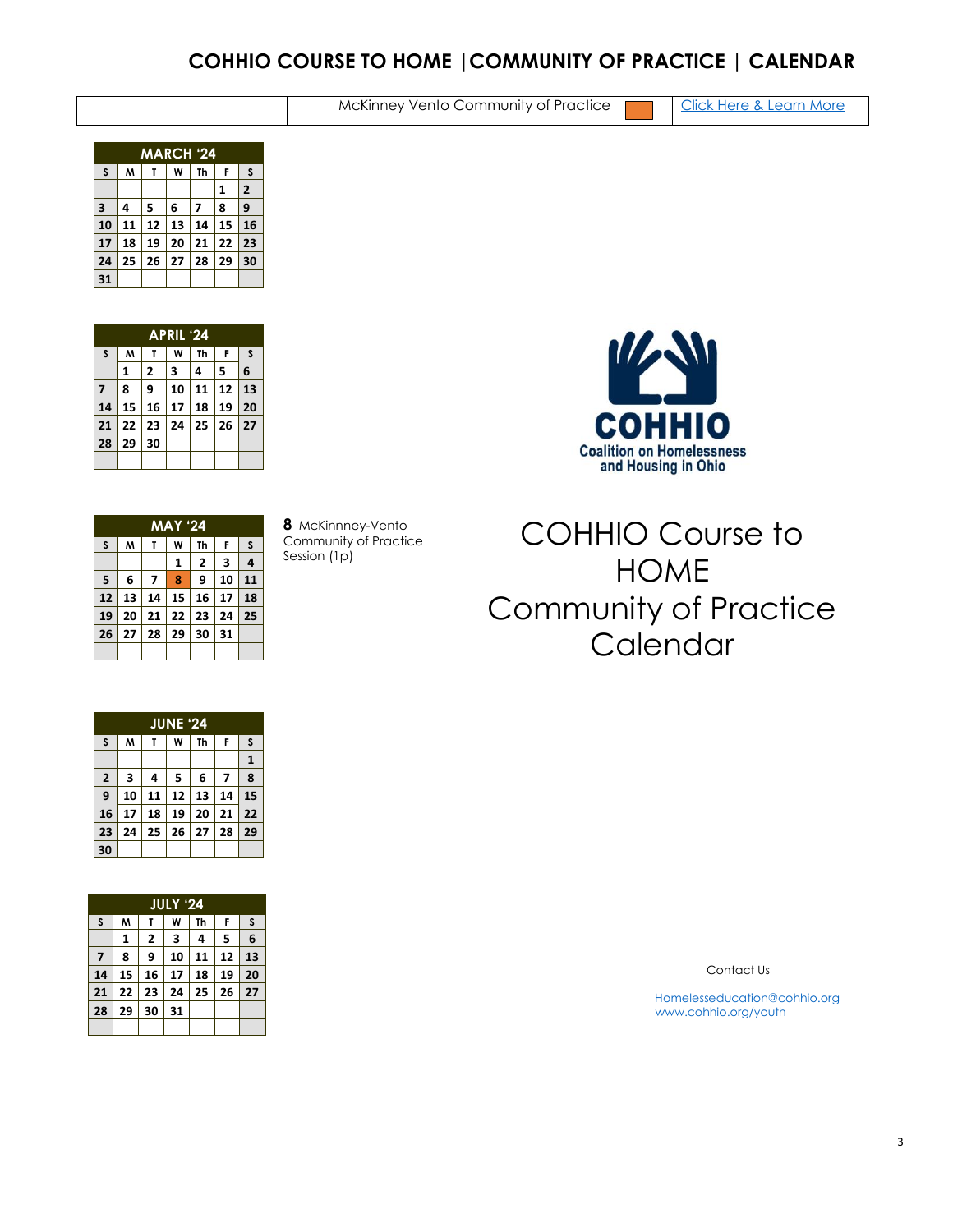# COHHIO COURSE TO HOME |COMMUNITY OF PRACTICE | CALENDAR

| | | | |
|---|---|---|---|
| | McKinney Vento Community of Practice | | [Click Here & Learn More]() |

| MARCH '24 | | | | | | |
|---|---|---|---|---|---|---|
| S | M | T | W | Th | F | S |
| | | | | | 1 | 2 |
| 3 | 4 | 5 | 6 | 7 | 8 | 9 |
| 10 | 11 | 12 | 13 | 14 | 15 | 16 |
| 17 | 18 | 19 | 20 | 21 | 22 | 23 |
| 24 | 25 | 26 | 27 | 28 | 29 | 30 |
| 31 | | | | | | |

| APRIL '24 | | | | | | |
|---|---|---|---|---|---|---|
| S | M | T | W | Th | F | S |
| | 1 | 2 | 3 | 4 | 5 | 6 |
| 7 | 8 | 9 | 10 | 11 | 12 | 13 |
| 14 | 15 | 16 | 17 | 18 | 19 | 20 |
| 21 | 22 | 23 | 24 | 25 | 26 | 27 |
| 28 | 29 | 30 | | | | |

COHHIO
Coalition on Homelessness and Housing in Ohio

| MAY '24 | | | | | | |
|---|---|---|---|---|---|---|
| S | M | T | W | Th | F | S |
| | | | 1 | 2 | 3 | 4 |
| 5 | 6 | 7 | 8 | 9 | 10 | 11 |
| 12 | 13 | 14 | 15 | 16 | 17 | 18 |
| 19 | 20 | 21 | 22 | 23 | 24 | 25 |
| 26 | 27 | 28 | 29 | 30 | 31 | |

**8** McKinnney-Vento Community of Practice Session (1p)

COHHIO Course to HOME Community of Practice Calendar

| JUNE '24 | | | | | | |
|---|---|---|---|---|---|---|
| S | M | T | W | Th | F | S |
| | | | | | | 1 |
| 2 | 3 | 4 | 5 | 6 | 7 | 8 |
| 9 | 10 | 11 | 12 | 13 | 14 | 15 |
| 16 | 17 | 18 | 19 | 20 | 21 | 22 |
| 23 | 24 | 25 | 26 | 27 | 28 | 29 |
| 30 | | | | | | |

| JULY '24 | | | | | | |
|---|---|---|---|---|---|---|
| S | M | T | W | Th | F | S |
| | 1 | 2 | 3 | 4 | 5 | 6 |
| 7 | 8 | 9 | 10 | 11 | 12 | 13 |
| 14 | 15 | 16 | 17 | 18 | 19 | 20 |
| 21 | 22 | 23 | 24 | 25 | 26 | 27 |
| 28 | 29 | 30 | 31 | | | |

Contact Us

Homelesseducation@cohhio.org
www.cohhio.org/youth